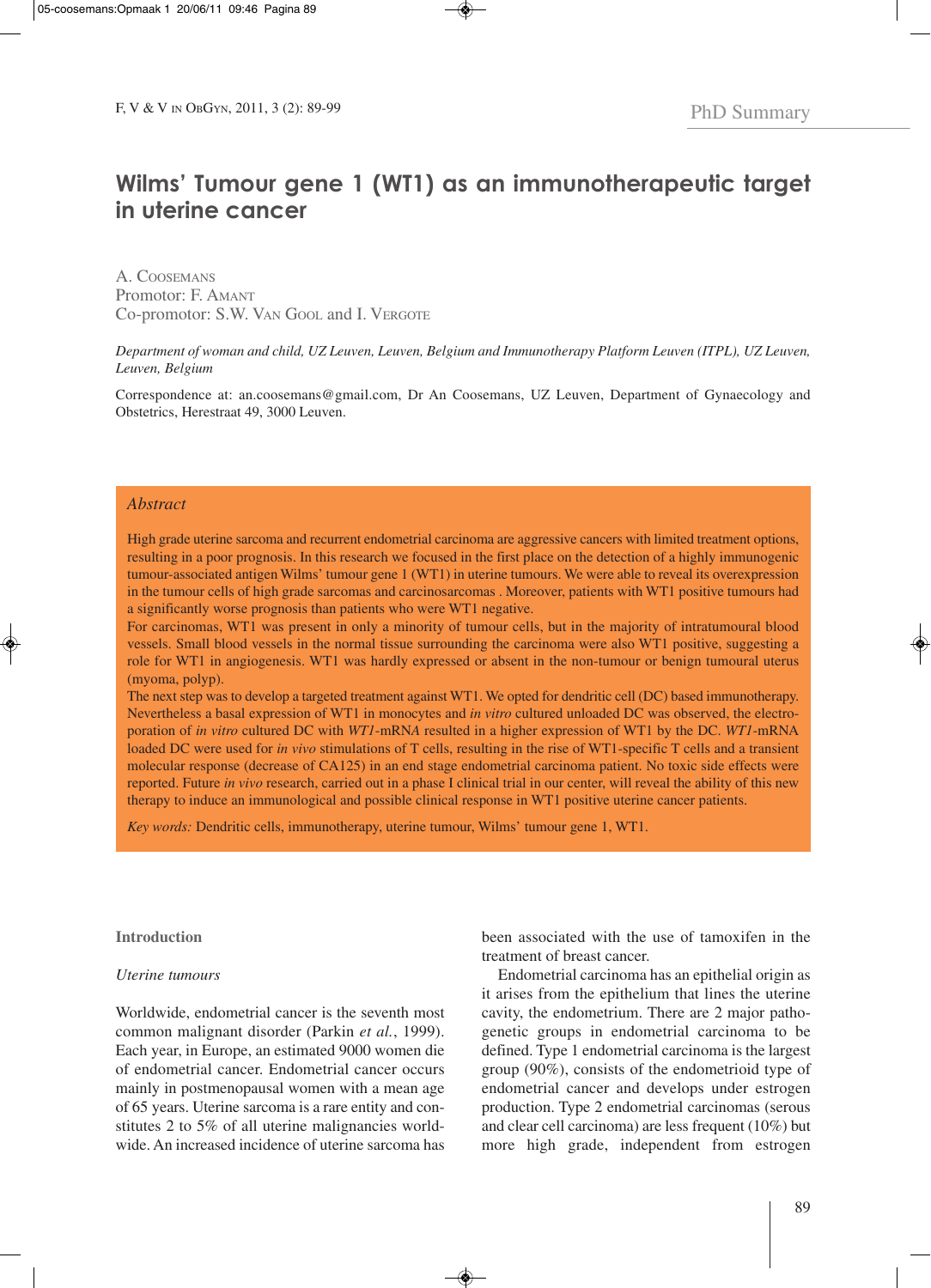PhD Summary

# Wilms' Tumour gene 1 (WT1) as an immunotherapeutic target in uterine cancer

A. Coosemans
Promotor: F. Amant
Co-promotor: S.W. Van Gool and I. Vergote

*Department of woman and child, UZ Leuven, Leuven, Belgium and Immunotherapy Platform Leuven (ITPL), UZ Leuven, Leuven, Belgium*

Correspondence at: an.coosemans@gmail.com, Dr An Coosemans, UZ Leuven, Department of Gynaecology and Obstetrics, Herestraat 49, 3000 Leuven.

## Abstract

High grade uterine sarcoma and recurrent endometrial carcinoma are aggressive cancers with limited treatment options, resulting in a poor prognosis. In this research we focused in the first place on the detection of a highly immunogenic tumour-associated antigen Wilms' tumour gene 1 (WT1) in uterine tumours. We were able to reveal its overexpression in the tumour cells of high grade sarcomas and carcinosarcomas . Moreover, patients with WT1 positive tumours had a significantly worse prognosis than patients who were WT1 negative.

For carcinomas, WT1 was present in only a minority of tumour cells, but in the majority of intratumoural blood vessels. Small blood vessels in the normal tissue surrounding the carcinoma were also WT1 positive, suggesting a role for WT1 in angiogenesis. WT1 was hardly expressed or absent in the non-tumour or benign tumoural uterus (myoma, polyp).

The next step was to develop a targeted treatment against WT1. We opted for dendritic cell (DC) based immunotherapy. Nevertheless a basal expression of WT1 in monocytes and *in vitro* cultured unloaded DC was observed, the electroporation of *in vitro* cultured DC with *WT1*-mRNA resulted in a higher expression of WT1 by the DC. *WT1*-mRNA loaded DC were used for *in vivo* stimulations of T cells, resulting in the rise of WT1-specific T cells and a transient molecular response (decrease of CA125) in an end stage endometrial carcinoma patient. No toxic side effects were reported. Future *in vivo* research, carried out in a phase I clinical trial in our center, will reveal the ability of this new therapy to induce an immunological and possible clinical response in WT1 positive uterine cancer patients.

*Key words:* Dendritic cells, immunotherapy, uterine tumour, Wilms' tumour gene 1, WT1.

## Introduction

### *Uterine tumours*

Worldwide, endometrial cancer is the seventh most common malignant disorder (Parkin *et al.*, 1999). Each year, in Europe, an estimated 9000 women die of endometrial cancer. Endometrial cancer occurs mainly in postmenopausal women with a mean age of 65 years. Uterine sarcoma is a rare entity and constitutes 2 to 5% of all uterine malignancies worldwide. An increased incidence of uterine sarcoma has been associated with the use of tamoxifen in the treatment of breast cancer.

Endometrial carcinoma has an epithelial origin as it arises from the epithelium that lines the uterine cavity, the endometrium. There are 2 major pathogenetic groups in endometrial carcinoma to be defined. Type 1 endometrial carcinoma is the largest group (90%), consists of the endometrioid type of endometrial cancer and develops under estrogen production. Type 2 endometrial carcinomas (serous and clear cell carcinoma) are less frequent (10%) but more high grade, independent from estrogen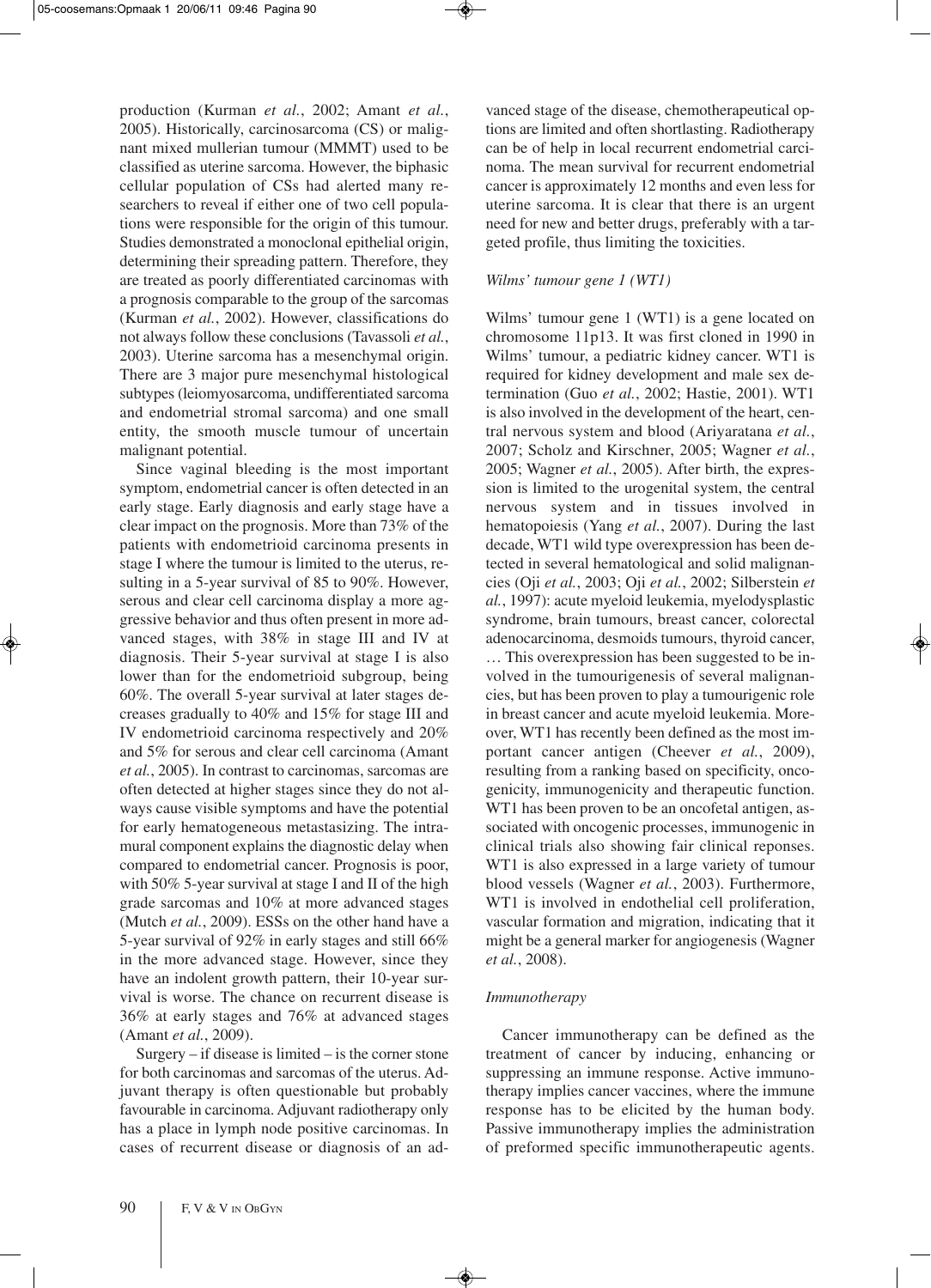production (Kurman *et al.*, 2002; Amant *et al.*, 2005). Historically, carcinosarcoma (CS) or malignant mixed mullerian tumour (MMMT) used to be classified as uterine sarcoma. However, the biphasic cellular population of CSs had alerted many researchers to reveal if either one of two cell populations were responsible for the origin of this tumour. Studies demonstrated a monoclonal epithelial origin, determining their spreading pattern. Therefore, they are treated as poorly differentiated carcinomas with a prognosis comparable to the group of the sarcomas (Kurman *et al.*, 2002). However, classifications do not always follow these conclusions (Tavassoli *et al.*, 2003). Uterine sarcoma has a mesenchymal origin. There are 3 major pure mesenchymal histological subtypes (leiomyosarcoma, undifferentiated sarcoma and endometrial stromal sarcoma) and one small entity, the smooth muscle tumour of uncertain malignant potential.

Since vaginal bleeding is the most important symptom, endometrial cancer is often detected in an early stage. Early diagnosis and early stage have a clear impact on the prognosis. More than 73% of the patients with endometrioid carcinoma presents in stage I where the tumour is limited to the uterus, resulting in a 5-year survival of 85 to 90%. However, serous and clear cell carcinoma display a more aggressive behavior and thus often present in more advanced stages, with 38% in stage III and IV at diagnosis. Their 5-year survival at stage I is also lower than for the endometrioid subgroup, being 60%. The overall 5-year survival at later stages decreases gradually to 40% and 15% for stage III and IV endometrioid carcinoma respectively and 20% and 5% for serous and clear cell carcinoma (Amant *et al.*, 2005). In contrast to carcinomas, sarcomas are often detected at higher stages since they do not always cause visible symptoms and have the potential for early hematogeneous metastasizing. The intramural component explains the diagnostic delay when compared to endometrial cancer. Prognosis is poor, with 50% 5-year survival at stage I and II of the high grade sarcomas and 10% at more advanced stages (Mutch *et al.*, 2009). ESSs on the other hand have a 5-year survival of 92% in early stages and still 66% in the more advanced stage. However, since they have an indolent growth pattern, their 10-year survival is worse. The chance on recurrent disease is 36% at early stages and 76% at advanced stages (Amant *et al.*, 2009).

Surgery – if disease is limited – is the corner stone for both carcinomas and sarcomas of the uterus. Adjuvant therapy is often questionable but probably favourable in carcinoma. Adjuvant radiotherapy only has a place in lymph node positive carcinomas. In cases of recurrent disease or diagnosis of an advanced stage of the disease, chemotherapeutical options are limited and often shortlasting. Radiotherapy can be of help in local recurrent endometrial carcinoma. The mean survival for recurrent endometrial cancer is approximately 12 months and even less for uterine sarcoma. It is clear that there is an urgent need for new and better drugs, preferably with a targeted profile, thus limiting the toxicities.

### *Wilms' tumour gene 1 (WT1)*

Wilms' tumour gene 1 (WT1) is a gene located on chromosome 11p13. It was first cloned in 1990 in Wilms' tumour, a pediatric kidney cancer. WT1 is required for kidney development and male sex determination (Guo *et al.*, 2002; Hastie, 2001). WT1 is also involved in the development of the heart, central nervous system and blood (Ariyaratana *et al.*, 2007; Scholz and Kirschner, 2005; Wagner *et al.*, 2005; Wagner *et al.*, 2005). After birth, the expression is limited to the urogenital system, the central nervous system and in tissues involved in hematopoiesis (Yang *et al.*, 2007). During the last decade, WT1 wild type overexpression has been detected in several hematological and solid malignancies (Oji *et al.*, 2003; Oji *et al.*, 2002; Silberstein *et al.*, 1997): acute myeloid leukemia, myelodysplastic syndrome, brain tumours, breast cancer, colorectal adenocarcinoma, desmoids tumours, thyroid cancer, … This overexpression has been suggested to be involved in the tumourigenesis of several malignancies, but has been proven to play a tumourigenic role in breast cancer and acute myeloid leukemia. Moreover, WT1 has recently been defined as the most important cancer antigen (Cheever *et al.*, 2009), resulting from a ranking based on specificity, oncogenicity, immunogenicity and therapeutic function. WT1 has been proven to be an oncofetal antigen, associated with oncogenic processes, immunogenic in clinical trials also showing fair clinical reponses. WT1 is also expressed in a large variety of tumour blood vessels (Wagner *et al.*, 2003). Furthermore, WT1 is involved in endothelial cell proliferation, vascular formation and migration, indicating that it might be a general marker for angiogenesis (Wagner *et al.*, 2008).

### *Immunotherapy*

Cancer immunotherapy can be defined as the treatment of cancer by inducing, enhancing or suppressing an immune response. Active immunotherapy implies cancer vaccines, where the immune response has to be elicited by the human body. Passive immunotherapy implies the administration of preformed specific immunotherapeutic agents.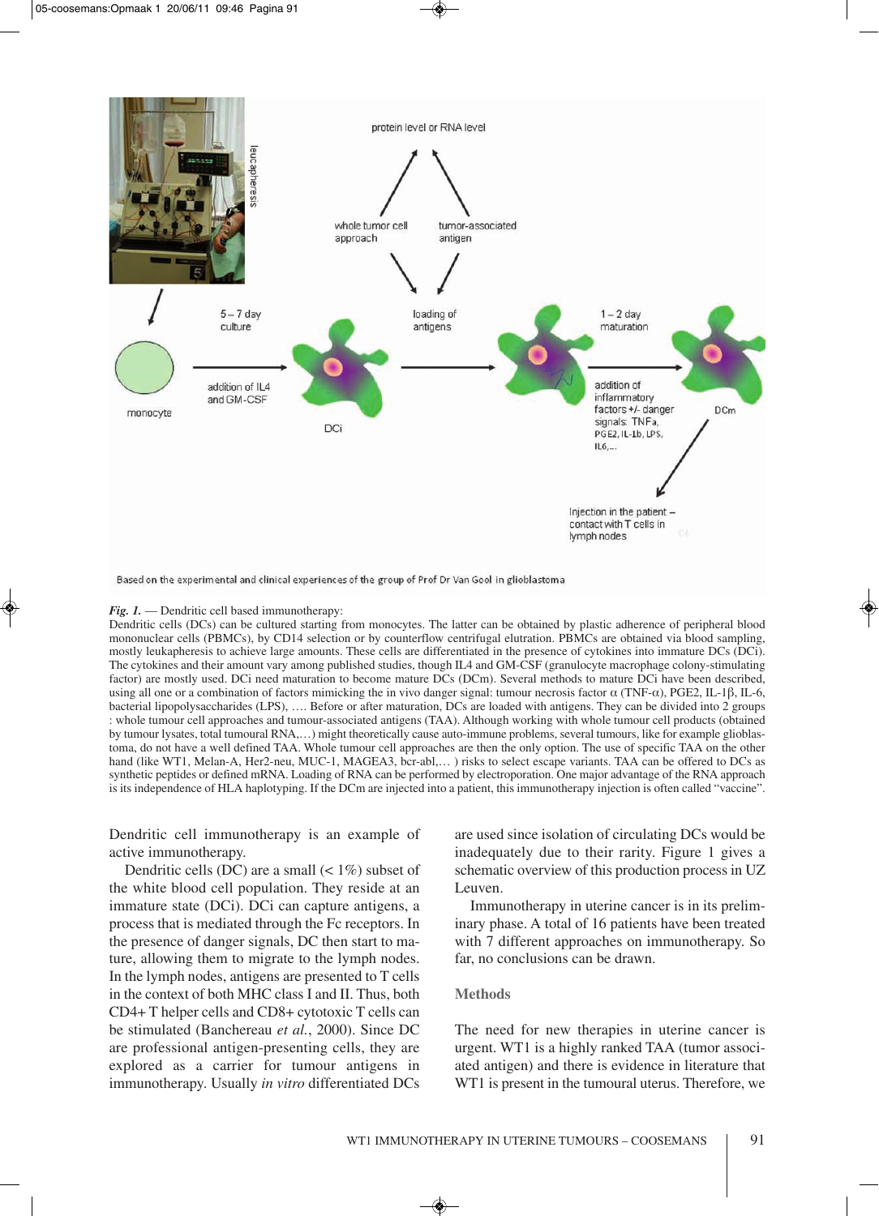*Fig. 1.* — Dendritic cell based immunotherapy:
Dendritic cells (DCs) can be cultured starting from monocytes. The latter can be obtained by plastic adherence of peripheral blood mononuclear cells (PBMCs), by CD14 selection or by counterflow centrifugal elutration. PBMCs are obtained via blood sampling, mostly leukapheresis to achieve large amounts. These cells are differentiated in the presence of cytokines into immature DCs (DCi). The cytokines and their amount vary among published studies, though IL4 and GM-CSF (granulocyte macrophage colony-stimulating factor) are mostly used. DCi need maturation to become mature DCs (DCm). Several methods to mature DCi have been described, using all one or a combination of factors mimicking the in vivo danger signal: tumour necrosis factor α (TNF-α), PGE2, IL-1β, IL-6, bacterial lipopolysaccharides (LPS), …. Before or after maturation, DCs are loaded with antigens. They can be divided into 2 groups : whole tumour cell approaches and tumour-associated antigens (TAA). Although working with whole tumour cell products (obtained by tumour lysates, total tumoural RNA,…) might theoretically cause auto-immune problems, several tumours, like for example glioblastoma, do not have a well defined TAA. Whole tumour cell approaches are then the only option. The use of specific TAA on the other hand (like WT1, Melan-A, Her2-neu, MUC-1, MAGEA3, bcr-abl,… ) risks to select escape variants. TAA can be offered to DCs as synthetic peptides or defined mRNA. Loading of RNA can be performed by electroporation. One major advantage of the RNA approach is its independence of HLA haplotyping. If the DCm are injected into a patient, this immunotherapy injection is often called "vaccine".

Dendritic cell immunotherapy is an example of active immunotherapy.

Dendritic cells (DC) are a small (< 1%) subset of the white blood cell population. They reside at an immature state (DCi). DCi can capture antigens, a process that is mediated through the Fc receptors. In the presence of danger signals, DC then start to mature, allowing them to migrate to the lymph nodes. In the lymph nodes, antigens are presented to T cells in the context of both MHC class I and II. Thus, both CD4+ T helper cells and CD8+ cytotoxic T cells can be stimulated (Banchereau *et al.*, 2000). Since DC are professional antigen-presenting cells, they are explored as a carrier for tumour antigens in immunotherapy. Usually *in vitro* differentiated DCs are used since isolation of circulating DCs would be inadequately due to their rarity. Figure 1 gives a schematic overview of this production process in UZ Leuven.

Immunotherapy in uterine cancer is in its preliminary phase. A total of 16 patients have been treated with 7 different approaches on immunotherapy. So far, no conclusions can be drawn.

## Methods

The need for new therapies in uterine cancer is urgent. WT1 is a highly ranked TAA (tumor associated antigen) and there is evidence in literature that WT1 is present in the tumoural uterus. Therefore, we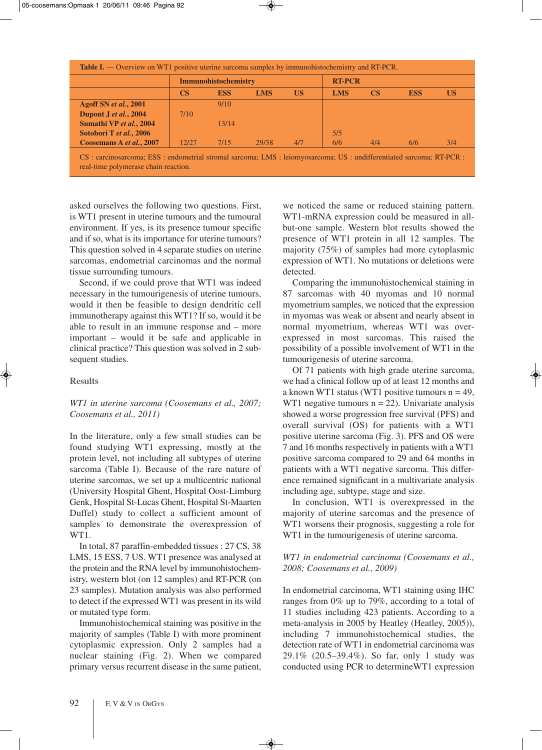**Table I.** — Overview on WT1 positive uterine sarcoma samples by immunohistochemistry and RT-PCR.

| | Immunohistochemistry | | | | RT-PCR | | | |
|---|---|---|---|---|---|---|---|---|
| | CS | ESS | LMS | US | LMS | CS | ESS | US |
| **Agoff SN *et al.*, 2001** | | 9/10 | | | | | | |
| **Dupont J *et al.*, 2004** | 7/10 | | | | | | | |
| **Sumathi VP *et al.*, 2004** | | 13/14 | | | | | | |
| **Sotobori T *et al.*, 2006** | | | | | 5/5 | | | |
| **Coosemans A *et al.*, 2007** | 12/27 | 7/15 | 29/38 | 4/7 | 6/6 | 4/4 | 6/6 | 3/4 |

CS : carcinosarcoma; ESS : endometrial stromal sarcoma; LMS : leiomyosarcoma; US : undifferentiated sarcoma; RT-PCR : real-time polymerase chain reaction.

asked ourselves the following two questions. First, is WT1 present in uterine tumours and the tumoural environment. If yes, is its presence tumour specific and if so, what is its importance for uterine tumours? This question solved in 4 separate studies on uterine sarcomas, endometrial carcinomas and the normal tissue surrounding tumours.

Second, if we could prove that WT1 was indeed necessary in the tumourigenesis of uterine tumours, would it then be feasible to design dendritic cell immunotherapy against this WT1? If so, would it be able to result in an immune response and – more important – would it be safe and applicable in clinical practice? This question was solved in 2 subsequent studies.

## Results

### *WT1 in uterine sarcoma (Coosemans et al., 2007; Coosemans et al., 2011)*

In the literature, only a few small studies can be found studying WT1 expressing, mostly at the protein level, not including all subtypes of uterine sarcoma (Table I). Because of the rare nature of uterine sarcomas, we set up a multicentric national (University Hospital Ghent, Hospital Oost-Limburg Genk, Hospital St-Lucas Ghent, Hospital St-Maarten Duffel) study to collect a sufficient amount of samples to demonstrate the overexpression of WT1.

In total, 87 paraffin-embedded tissues : 27 CS, 38 LMS, 15 ESS, 7 US. WT1 presence was analysed at the protein and the RNA level by immunohistochemistry, western blot (on 12 samples) and RT-PCR (on 23 samples). Mutation analysis was also performed to detect if the expressed WT1 was present in its wild or mutated type form.

Immunohistochemical staining was positive in the majority of samples (Table I) with more prominent cytoplasmic expression. Only 2 samples had a nuclear staining (Fig. 2). When we compared primary versus recurrent disease in the same patient, we noticed the same or reduced staining pattern. WT1-mRNA expression could be measured in all-but-one sample. Western blot results showed the presence of WT1 protein in all 12 samples. The majority (75%) of samples had more cytoplasmic expression of WT1. No mutations or deletions were detected.

Comparing the immunohistochemical staining in 87 sarcomas with 40 myomas and 10 normal myometrium samples, we noticed that the expression in myomas was weak or absent and nearly absent in normal myometrium, whereas WT1 was overexpressed in most sarcomas. This raised the possibility of a possible involvement of WT1 in the tumourigenesis of uterine sarcoma.

Of 71 patients with high grade uterine sarcoma, we had a clinical follow up of at least 12 months and a known WT1 status (WT1 positive tumours n = 49, WT1 negative tumours n = 22). Univariate analysis showed a worse progression free survival (PFS) and overall survival (OS) for patients with a WT1 positive uterine sarcoma (Fig. 3). PFS and OS were 7 and 16 months respectively in patients with a WT1 positive sarcoma compared to 29 and 64 months in patients with a WT1 negative sarcoma. This difference remained significant in a multivariate analysis including age, subtype, stage and size.

In conclusion, WT1 is overexpressed in the majority of uterine sarcomas and the presence of WT1 worsens their prognosis, suggesting a role for WT1 in the tumourigenesis of uterine sarcoma.

### *WT1 in endometrial carcinoma (Coosemans et al., 2008; Coosemans et al., 2009)*

In endometrial carcinoma, WT1 staining using IHC ranges from 0% up to 79%, according to a total of 11 studies including 423 patients. According to a meta-analysis in 2005 by Heatley (Heatley, 2005)), including 7 immunohistochemical studies, the detection rate of WT1 in endometrial carcinoma was 29.1% (20.5–39.4%). So far, only 1 study was conducted using PCR to determineWT1 expression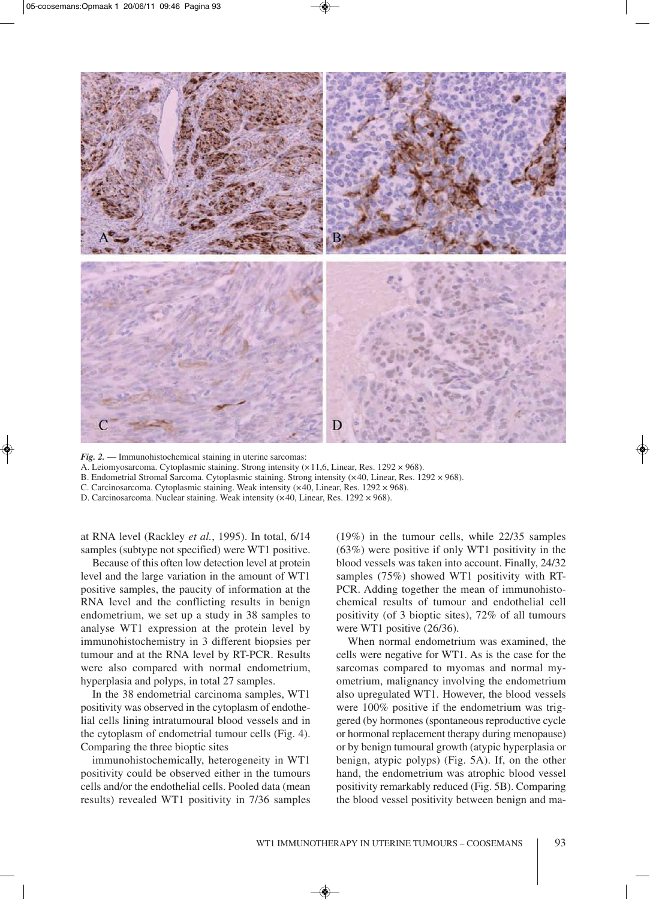*Fig. 2.* — Immunohistochemical staining in uterine sarcomas:
A. Leiomyosarcoma. Cytoplasmic staining. Strong intensity (×11,6, Linear, Res. 1292 × 968).
B. Endometrial Stromal Sarcoma. Cytoplasmic staining. Strong intensity (×40, Linear, Res. 1292 × 968).
C. Carcinosarcoma. Cytoplasmic staining. Weak intensity (×40, Linear, Res. 1292 × 968).
D. Carcinosarcoma. Nuclear staining. Weak intensity (×40, Linear, Res. 1292 × 968).

at RNA level (Rackley *et al.*, 1995). In total, 6/14 samples (subtype not specified) were WT1 positive.

Because of this often low detection level at protein level and the large variation in the amount of WT1 positive samples, the paucity of information at the RNA level and the conflicting results in benign endometrium, we set up a study in 38 samples to analyse WT1 expression at the protein level by immunohistochemistry in 3 different biopsies per tumour and at the RNA level by RT-PCR. Results were also compared with normal endometrium, hyperplasia and polyps, in total 27 samples.

In the 38 endometrial carcinoma samples, WT1 positivity was observed in the cytoplasm of endothelial cells lining intratumoural blood vessels and in the cytoplasm of endometrial tumour cells (Fig. 4). Comparing the three bioptic sites

immunohistochemically, heterogeneity in WT1 positivity could be observed either in the tumours cells and/or the endothelial cells. Pooled data (mean results) revealed WT1 positivity in 7/36 samples (19%) in the tumour cells, while 22/35 samples (63%) were positive if only WT1 positivity in the blood vessels was taken into account. Finally, 24/32 samples (75%) showed WT1 positivity with RT-PCR. Adding together the mean of immunohistochemical results of tumour and endothelial cell positivity (of 3 bioptic sites), 72% of all tumours were WT1 positive (26/36).

When normal endometrium was examined, the cells were negative for WT1. As is the case for the sarcomas compared to myomas and normal myometrium, malignancy involving the endometrium also upregulated WT1. However, the blood vessels were 100% positive if the endometrium was triggered (by hormones (spontaneous reproductive cycle or hormonal replacement therapy during menopause) or by benign tumoural growth (atypic hyperplasia or benign, atypic polyps) (Fig. 5A). If, on the other hand, the endometrium was atrophic blood vessel positivity remarkably reduced (Fig. 5B). Comparing the blood vessel positivity between benign and ma-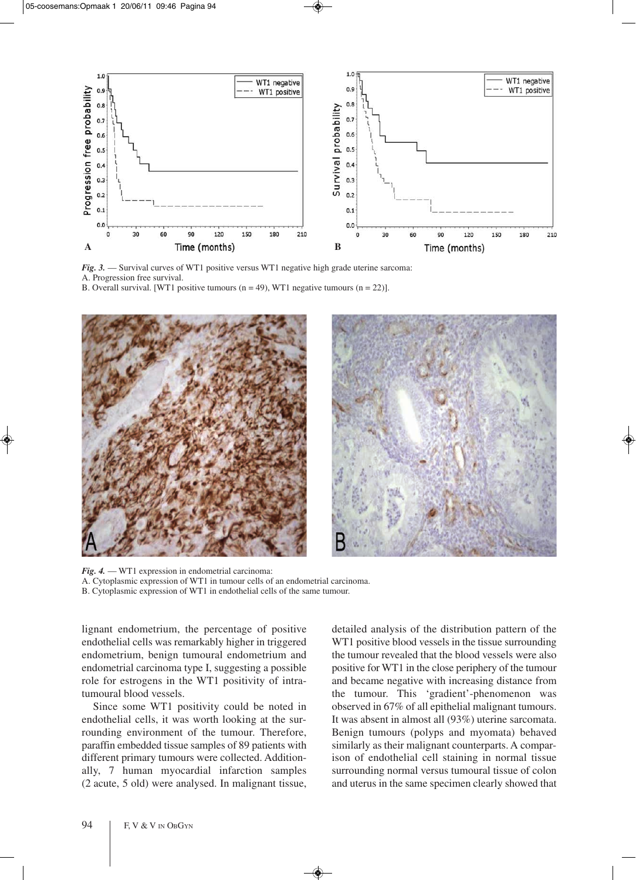*Fig. 3.* — Survival curves of WT1 positive versus WT1 negative high grade uterine sarcoma:
A. Progression free survival.
B. Overall survival. [WT1 positive tumours (n = 49), WT1 negative tumours (n = 22)].

*Fig. 4.* — WT1 expression in endometrial carcinoma:
A. Cytoplasmic expression of WT1 in tumour cells of an endometrial carcinoma.
B. Cytoplasmic expression of WT1 in endothelial cells of the same tumour.

lignant endometrium, the percentage of positive endothelial cells was remarkably higher in triggered endometrium, benign tumoural endometrium and endometrial carcinoma type I, suggesting a possible role for estrogens in the WT1 positivity of intratumoural blood vessels.

Since some WT1 positivity could be noted in endothelial cells, it was worth looking at the surrounding environment of the tumour. Therefore, paraffin embedded tissue samples of 89 patients with different primary tumours were collected. Additionally, 7 human myocardial infarction samples (2 acute, 5 old) were analysed. In malignant tissue, detailed analysis of the distribution pattern of the WT1 positive blood vessels in the tissue surrounding the tumour revealed that the blood vessels were also positive for WT1 in the close periphery of the tumour and became negative with increasing distance from the tumour. This 'gradient'-phenomenon was observed in 67% of all epithelial malignant tumours. It was absent in almost all (93%) uterine sarcomata. Benign tumours (polyps and myomata) behaved similarly as their malignant counterparts. A comparison of endothelial cell staining in normal tissue surrounding normal versus tumoural tissue of colon and uterus in the same specimen clearly showed that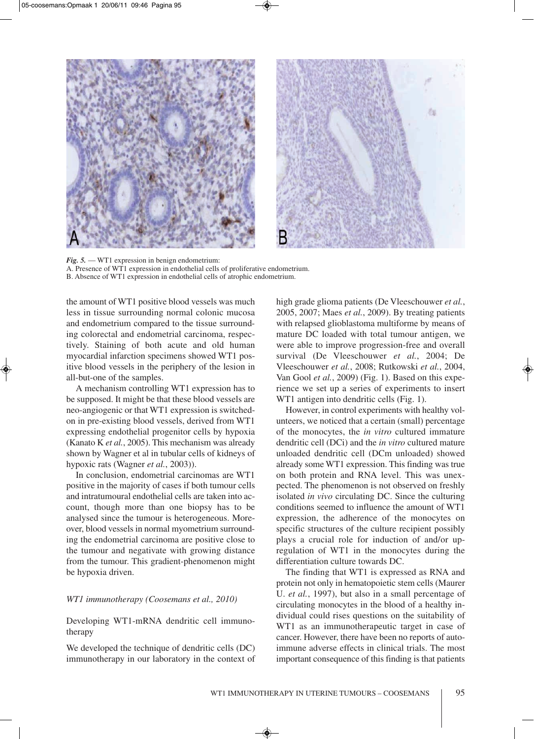*Fig. 5.* — WT1 expression in benign endometrium:
A. Presence of WT1 expression in endothelial cells of proliferative endometrium.
B. Absence of WT1 expression in endothelial cells of atrophic endometrium.

the amount of WT1 positive blood vessels was much less in tissue surrounding normal colonic mucosa and endometrium compared to the tissue surrounding colorectal and endometrial carcinoma, respectively. Staining of both acute and old human myocardial infarction specimens showed WT1 positive blood vessels in the periphery of the lesion in all-but-one of the samples.

A mechanism controlling WT1 expression has to be supposed. It might be that these blood vessels are neo-angiogenic or that WT1 expression is switched-on in pre-existing blood vessels, derived from WT1 expressing endothelial progenitor cells by hypoxia (Kanato K *et al.*, 2005). This mechanism was already shown by Wagner et al in tubular cells of kidneys of hypoxic rats (Wagner *et al.*, 2003)).

In conclusion, endometrial carcinomas are WT1 positive in the majority of cases if both tumour cells and intratumoural endothelial cells are taken into account, though more than one biopsy has to be analysed since the tumour is heterogeneous. Moreover, blood vessels in normal myometrium surrounding the endometrial carcinoma are positive close to the tumour and negativate with growing distance from the tumour. This gradient-phenomenon might be hypoxia driven.

*WT1 immunotherapy (Coosemans et al., 2010)*

Developing WT1-mRNA dendritic cell immunotherapy

We developed the technique of dendritic cells (DC) immunotherapy in our laboratory in the context of high grade glioma patients (De Vleeschouwer *et al.*, 2005, 2007; Maes *et al.*, 2009). By treating patients with relapsed glioblastoma multiforme by means of mature DC loaded with total tumour antigen, we were able to improve progression-free and overall survival (De Vleeschouwer *et al.*, 2004; De Vleeschouwer *et al.*, 2008; Rutkowski *et al.*, 2004, Van Gool *et al.*, 2009) (Fig. 1). Based on this experience we set up a series of experiments to insert WT1 antigen into dendritic cells (Fig. 1).

However, in control experiments with healthy volunteers, we noticed that a certain (small) percentage of the monocytes, the *in vitro* cultured immature dendritic cell (DCi) and the *in vitro* cultured mature unloaded dendritic cell (DCm unloaded) showed already some WT1 expression. This finding was true on both protein and RNA level. This was unexpected. The phenomenon is not observed on freshly isolated *in vivo* circulating DC. Since the culturing conditions seemed to influence the amount of WT1 expression, the adherence of the monocytes on specific structures of the culture recipient possibly plays a crucial role for induction of and/or upregulation of WT1 in the monocytes during the differentiation culture towards DC.

The finding that WT1 is expressed as RNA and protein not only in hematopoietic stem cells (Maurer U. *et al.*, 1997), but also in a small percentage of circulating monocytes in the blood of a healthy individual could rises questions on the suitability of WT1 as an immunotherapeutic target in case of cancer. However, there have been no reports of autoimmune adverse effects in clinical trials. The most important consequence of this finding is that patients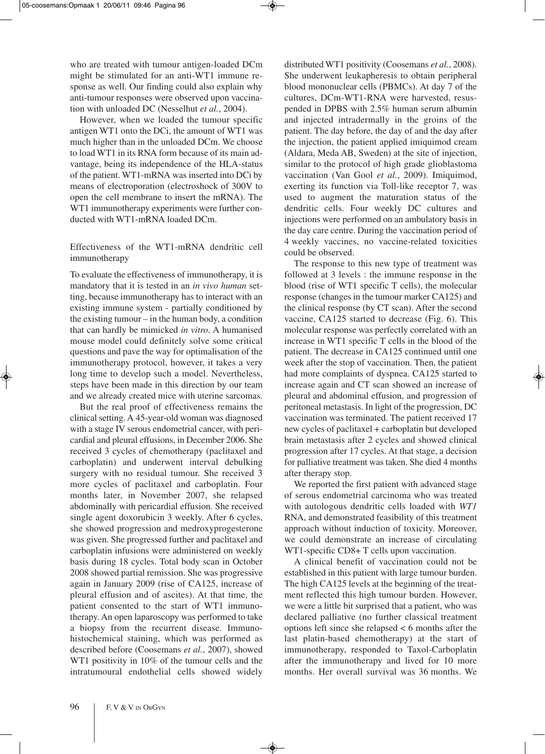who are treated with tumour antigen-loaded DCm might be stimulated for an anti-WT1 immune response as well. Our finding could also explain why anti-tumour responses were observed upon vaccination with unloaded DC (Nesselhut *et al.*, 2004).

However, when we loaded the tumour specific antigen WT1 onto the DCi, the amount of WT1 was much higher than in the unloaded DCm. We choose to load WT1 in its RNA form because of its main advantage, being its independence of the HLA-status of the patient. WT1-mRNA was inserted into DCi by means of electroporation (electroshock of 300V to open the cell membrane to insert the mRNA). The WT1 immunotherapy experiments were further conducted with WT1-mRNA loaded DCm.

### Effectiveness of the WT1-mRNA dendritic cell immunotherapy

To evaluate the effectiveness of immunotherapy, it is mandatory that it is tested in an *in vivo human* setting, because immunotherapy has to interact with an existing immune system - partially conditioned by the existing tumour – in the human body, a condition that can hardly be mimicked *in vitro*. A humanised mouse model could definitely solve some critical questions and pave the way for optimalisation of the immunotherapy protocol, however, it takes a very long time to develop such a model. Nevertheless, steps have been made in this direction by our team and we already created mice with uterine sarcomas.

But the real proof of effectiveness remains the clinical setting. A 45-year-old woman was diagnosed with a stage IV serous endometrial cancer, with pericardial and pleural effusions, in December 2006. She received 3 cycles of chemotherapy (paclitaxel and carboplatin) and underwent interval debulking surgery with no residual tumour. She received 3 more cycles of paclitaxel and carboplatin. Four months later, in November 2007, she relapsed abdominally with pericardial effusion. She received single agent doxorubicin 3 weekly. After 6 cycles, she showed progression and medroxyprogesterone was given. She progressed further and paclitaxel and carboplatin infusions were administered on weekly basis during 18 cycles. Total body scan in October 2008 showed partial remission. She was progressive again in January 2009 (rise of CA125, increase of pleural effusion and of ascites). At that time, the patient consented to the start of WT1 immunotherapy. An open laparoscopy was performed to take a biopsy from the recurrent disease. Immunohistochemical staining, which was performed as described before (Coosemans *et al.*, 2007), showed WT1 positivity in 10% of the tumour cells and the intratumoural endothelial cells showed widely distributed WT1 positivity (Coosemans *et al.*, 2008). She underwent leukapheresis to obtain peripheral blood mononuclear cells (PBMCs). At day 7 of the cultures, DCm-WT1-RNA were harvested, resuspended in DPBS with 2.5% human serum albumin and injected intradermally in the groins of the patient. The day before, the day of and the day after the injection, the patient applied imiquimod cream (Aldara, Meda AB, Sweden) at the site of injection, similar to the protocol of high grade glioblastoma vaccination (Van Gool *et al.*, 2009). Imiquimod, exerting its function via Toll-like receptor 7, was used to augment the maturation status of the dendritic cells. Four weekly DC cultures and injections were performed on an ambulatory basis in the day care centre. During the vaccination period of 4 weekly vaccines, no vaccine-related toxicities could be observed.

The response to this new type of treatment was followed at 3 levels : the immune response in the blood (rise of WT1 specific T cells), the molecular response (changes in the tumour marker CA125) and the clinical response (by CT scan). After the second vaccine, CA125 started to decrease (Fig. 6). This molecular response was perfectly correlated with an increase in WT1 specific T cells in the blood of the patient. The decrease in CA125 continued until one week after the stop of vaccination. Then, the patient had more complaints of dyspnea. CA125 started to increase again and CT scan showed an increase of pleural and abdominal effusion, and progression of peritoneal metastasis. In light of the progression, DC vaccination was terminated. The patient received 17 new cycles of paclitaxel + carboplatin but developed brain metastasis after 2 cycles and showed clinical progression after 17 cycles. At that stage, a decision for palliative treatment was taken. She died 4 months after therapy stop.

We reported the first patient with advanced stage of serous endometrial carcinoma who was treated with autologous dendritic cells loaded with *WT1* RNA, and demonstrated feasibility of this treatment approach without induction of toxicity. Moreover, we could demonstrate an increase of circulating WT1-specific CD8+ T cells upon vaccination.

A clinical benefit of vaccination could not be established in this patient with large tumour burden. The high CA125 levels at the beginning of the treatment reflected this high tumour burden. However, we were a little bit surprised that a patient, who was declared palliative (no further classical treatment options left since she relapsed < 6 months after the last platin-based chemotherapy) at the start of immunotherapy, responded to Taxol-Carboplatin after the immunotherapy and lived for 10 more months. Her overall survival was 36 months. We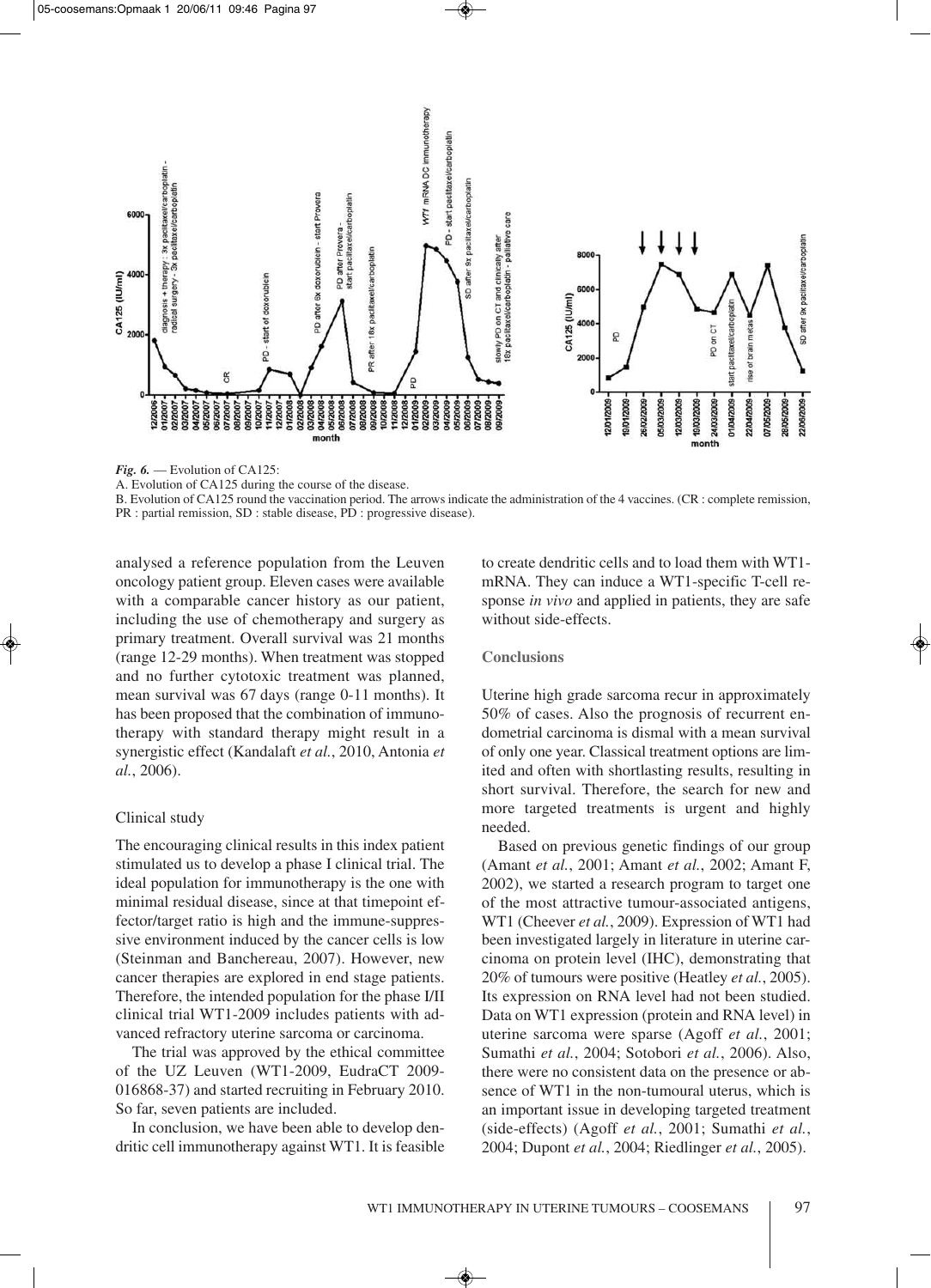*Fig. 6.* — Evolution of CA125:
A. Evolution of CA125 during the course of the disease.
B. Evolution of CA125 round the vaccination period. The arrows indicate the administration of the 4 vaccines. (CR : complete remission, PR : partial remission, SD : stable disease, PD : progressive disease).

analysed a reference population from the Leuven oncology patient group. Eleven cases were available with a comparable cancer history as our patient, including the use of chemotherapy and surgery as primary treatment. Overall survival was 21 months (range 12-29 months). When treatment was stopped and no further cytotoxic treatment was planned, mean survival was 67 days (range 0-11 months). It has been proposed that the combination of immunotherapy with standard therapy might result in a synergistic effect (Kandalaft *et al.*, 2010, Antonia *et al.*, 2006).

### Clinical study

The encouraging clinical results in this index patient stimulated us to develop a phase I clinical trial. The ideal population for immunotherapy is the one with minimal residual disease, since at that timepoint effector/target ratio is high and the immune-suppressive environment induced by the cancer cells is low (Steinman and Banchereau, 2007). However, new cancer therapies are explored in end stage patients. Therefore, the intended population for the phase I/II clinical trial WT1-2009 includes patients with advanced refractory uterine sarcoma or carcinoma.

The trial was approved by the ethical committee of the UZ Leuven (WT1-2009, EudraCT 2009-016868-37) and started recruiting in February 2010. So far, seven patients are included.

In conclusion, we have been able to develop dendritic cell immunotherapy against WT1. It is feasible to create dendritic cells and to load them with WT1-mRNA. They can induce a WT1-specific T-cell response *in vivo* and applied in patients, they are safe without side-effects.

## Conclusions

Uterine high grade sarcoma recur in approximately 50% of cases. Also the prognosis of recurrent endometrial carcinoma is dismal with a mean survival of only one year. Classical treatment options are limited and often with shortlasting results, resulting in short survival. Therefore, the search for new and more targeted treatments is urgent and highly needed.

Based on previous genetic findings of our group (Amant *et al.*, 2001; Amant *et al.*, 2002; Amant F, 2002), we started a research program to target one of the most attractive tumour-associated antigens, WT1 (Cheever *et al.*, 2009). Expression of WT1 had been investigated largely in literature in uterine carcinoma on protein level (IHC), demonstrating that 20% of tumours were positive (Heatley *et al.*, 2005). Its expression on RNA level had not been studied. Data on WT1 expression (protein and RNA level) in uterine sarcoma were sparse (Agoff *et al.*, 2001; Sumathi *et al.*, 2004; Sotobori *et al.*, 2006). Also, there were no consistent data on the presence or absence of WT1 in the non-tumoural uterus, which is an important issue in developing targeted treatment (side-effects) (Agoff *et al.*, 2001; Sumathi *et al.*, 2004; Dupont *et al.*, 2004; Riedlinger *et al.*, 2005).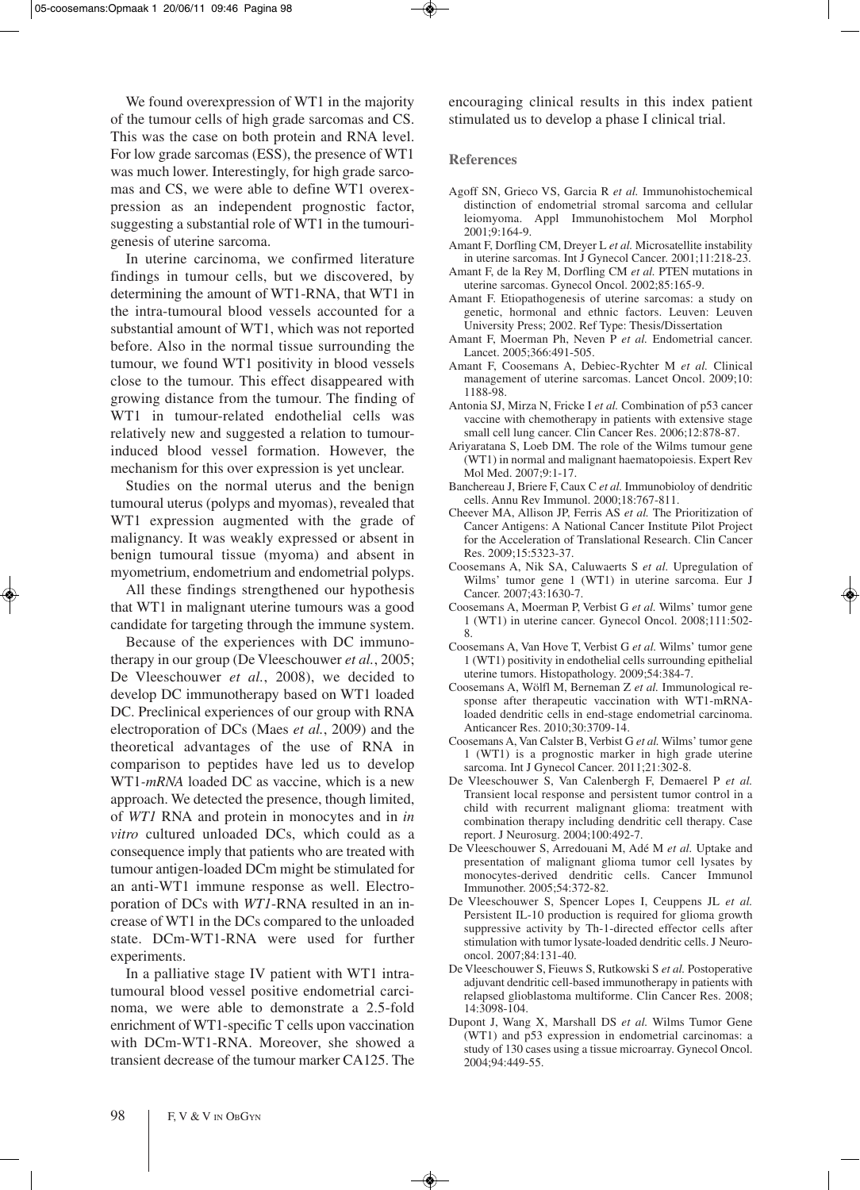We found overexpression of WT1 in the majority of the tumour cells of high grade sarcomas and CS. This was the case on both protein and RNA level. For low grade sarcomas (ESS), the presence of WT1 was much lower. Interestingly, for high grade sarcomas and CS, we were able to define WT1 overexpression as an independent prognostic factor, suggesting a substantial role of WT1 in the tumourigenesis of uterine sarcoma.

In uterine carcinoma, we confirmed literature findings in tumour cells, but we discovered, by determining the amount of WT1-RNA, that WT1 in the intra-tumoural blood vessels accounted for a substantial amount of WT1, which was not reported before. Also in the normal tissue surrounding the tumour, we found WT1 positivity in blood vessels close to the tumour. This effect disappeared with growing distance from the tumour. The finding of WT1 in tumour-related endothelial cells was relatively new and suggested a relation to tumour-induced blood vessel formation. However, the mechanism for this over expression is yet unclear.

Studies on the normal uterus and the benign tumoural uterus (polyps and myomas), revealed that WT1 expression augmented with the grade of malignancy. It was weakly expressed or absent in benign tumoural tissue (myoma) and absent in myometrium, endometrium and endometrial polyps.

All these findings strengthened our hypothesis that WT1 in malignant uterine tumours was a good candidate for targeting through the immune system.

Because of the experiences with DC immunotherapy in our group (De Vleeschouwer *et al.*, 2005; De Vleeschouwer *et al.*, 2008), we decided to develop DC immunotherapy based on WT1 loaded DC. Preclinical experiences of our group with RNA electroporation of DCs (Maes *et al.*, 2009) and the theoretical advantages of the use of RNA in comparison to peptides have led us to develop WT1-*mRNA* loaded DC as vaccine, which is a new approach. We detected the presence, though limited, of *WT1* RNA and protein in monocytes and in *in vitro* cultured unloaded DCs, which could as a consequence imply that patients who are treated with tumour antigen-loaded DCm might be stimulated for an anti-WT1 immune response as well. Electroporation of DCs with *WT1*-RNA resulted in an increase of WT1 in the DCs compared to the unloaded state. DCm-WT1-RNA were used for further experiments.

In a palliative stage IV patient with WT1 intratumoural blood vessel positive endometrial carcinoma, we were able to demonstrate a 2.5-fold enrichment of WT1-specific T cells upon vaccination with DCm-WT1-RNA. Moreover, she showed a transient decrease of the tumour marker CA125. The encouraging clinical results in this index patient stimulated us to develop a phase I clinical trial.

## References

Agoff SN, Grieco VS, Garcia R *et al.* Immunohistochemical distinction of endometrial stromal sarcoma and cellular leiomyoma. Appl Immunohistochem Mol Morphol 2001;9:164-9.

Amant F, Dorfling CM, Dreyer L *et al.* Microsatellite instability in uterine sarcomas. Int J Gynecol Cancer. 2001;11:218-23.

Amant F, de la Rey M, Dorfling CM *et al.* PTEN mutations in uterine sarcomas. Gynecol Oncol. 2002;85:165-9.

Amant F. Etiopathogenesis of uterine sarcomas: a study on genetic, hormonal and ethnic factors. Leuven: Leuven University Press; 2002. Ref Type: Thesis/Dissertation

Amant F, Moerman Ph, Neven P *et al.* Endometrial cancer. Lancet. 2005;366:491-505.

Amant F, Coosemans A, Debiec-Rychter M *et al.* Clinical management of uterine sarcomas. Lancet Oncol. 2009;10: 1188-98.

Antonia SJ, Mirza N, Fricke I *et al.* Combination of p53 cancer vaccine with chemotherapy in patients with extensive stage small cell lung cancer. Clin Cancer Res. 2006;12:878-87.

Ariyaratana S, Loeb DM. The role of the Wilms tumour gene (WT1) in normal and malignant haematopoiesis. Expert Rev Mol Med. 2007;9:1-17.

Banchereau J, Briere F, Caux C *et al.* Immunobioloy of dendritic cells. Annu Rev Immunol. 2000;18:767-811.

Cheever MA, Allison JP, Ferris AS *et al.* The Prioritization of Cancer Antigens: A National Cancer Institute Pilot Project for the Acceleration of Translational Research. Clin Cancer Res. 2009;15:5323-37.

Coosemans A, Nik SA, Caluwaerts S *et al.* Upregulation of Wilms' tumor gene 1 (WT1) in uterine sarcoma. Eur J Cancer. 2007;43:1630-7.

Coosemans A, Moerman P, Verbist G *et al.* Wilms' tumor gene 1 (WT1) in uterine cancer. Gynecol Oncol. 2008;111:502-8.

Coosemans A, Van Hove T, Verbist G *et al.* Wilms' tumor gene 1 (WT1) positivity in endothelial cells surrounding epithelial uterine tumors. Histopathology. 2009;54:384-7.

Coosemans A, Wölfl M, Berneman Z *et al.* Immunological response after therapeutic vaccination with WT1-mRNA-loaded dendritic cells in end-stage endometrial carcinoma. Anticancer Res. 2010;30:3709-14.

Coosemans A, Van Calster B, Verbist G *et al.* Wilms' tumor gene 1 (WT1) is a prognostic marker in high grade uterine sarcoma. Int J Gynecol Cancer. 2011;21:302-8.

De Vleeschouwer S, Van Calenbergh F, Demaerel P *et al.* Transient local response and persistent tumor control in a child with recurrent malignant glioma: treatment with combination therapy including dendritic cell therapy. Case report. J Neurosurg. 2004;100:492-7.

De Vleeschouwer S, Arredouani M, Adé M *et al.* Uptake and presentation of malignant glioma tumor cell lysates by monocytes-derived dendritic cells. Cancer Immunol Immunother. 2005;54:372-82.

De Vleeschouwer S, Spencer Lopes I, Ceuppens JL *et al.* Persistent IL-10 production is required for glioma growth suppressive activity by Th-1-directed effector cells after stimulation with tumor lysate-loaded dendritic cells. J Neurooncol. 2007;84:131-40.

De Vleeschouwer S, Fieuws S, Rutkowski S *et al.* Postoperative adjuvant dendritic cell-based immunotherapy in patients with relapsed glioblastoma multiforme. Clin Cancer Res. 2008; 14:3098-104.

Dupont J, Wang X, Marshall DS *et al.* Wilms Tumor Gene (WT1) and p53 expression in endometrial carcinomas: a study of 130 cases using a tissue microarray. Gynecol Oncol. 2004;94:449-55.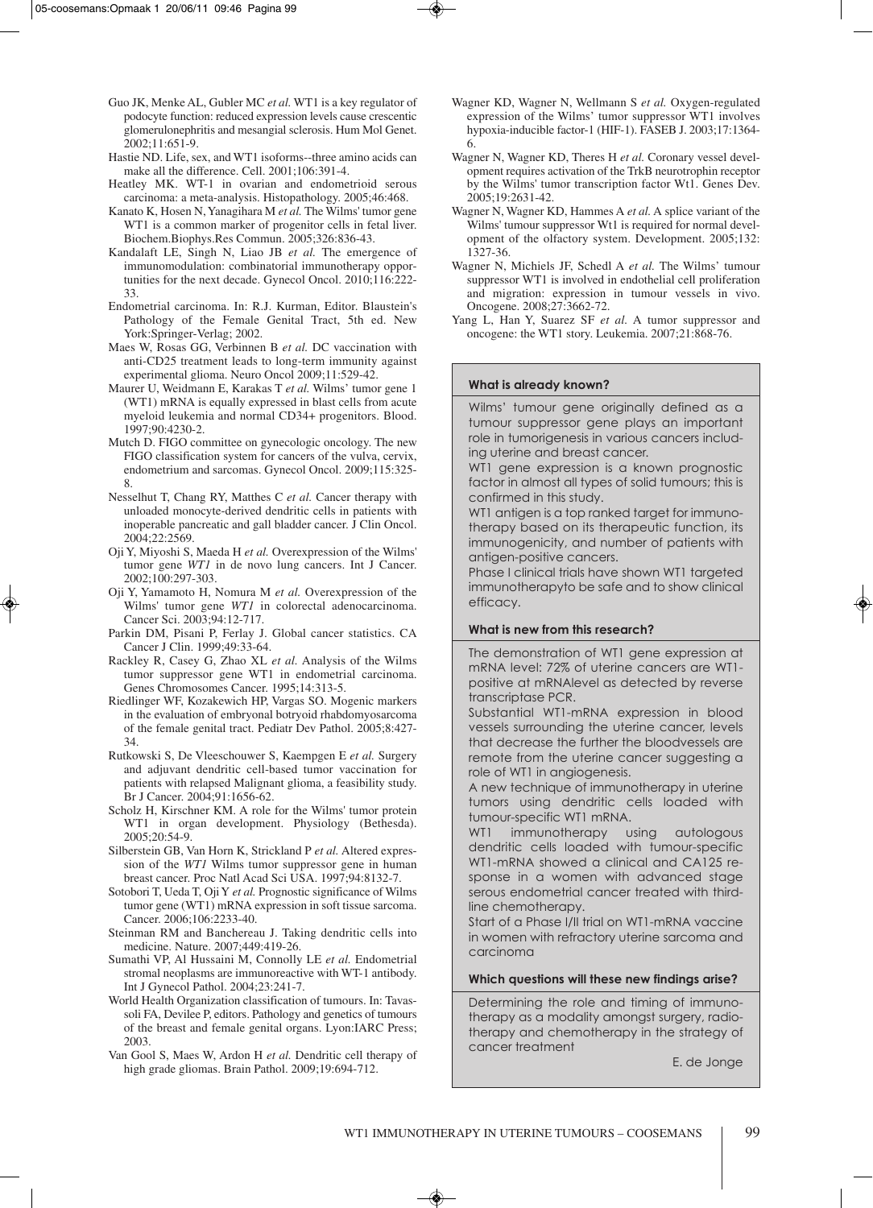Guo JK, Menke AL, Gubler MC *et al.* WT1 is a key regulator of podocyte function: reduced expression levels cause crescentic glomerulonephritis and mesangial sclerosis. Hum Mol Genet. 2002;11:651-9.

Hastie ND. Life, sex, and WT1 isoforms--three amino acids can make all the difference. Cell. 2001;106:391-4.

Heatley MK. WT-1 in ovarian and endometrioid serous carcinoma: a meta-analysis. Histopathology. 2005;46:468.

Kanato K, Hosen N, Yanagihara M *et al.* The Wilms' tumor gene WT1 is a common marker of progenitor cells in fetal liver. Biochem.Biophys.Res Commun. 2005;326:836-43.

Kandalaft LE, Singh N, Liao JB *et al.* The emergence of immunomodulation: combinatorial immunotherapy opportunities for the next decade. Gynecol Oncol. 2010;116:222-33.

Endometrial carcinoma. In: R.J. Kurman, Editor. Blaustein's Pathology of the Female Genital Tract, 5th ed. New York:Springer-Verlag; 2002.

Maes W, Rosas GG, Verbinnen B *et al.* DC vaccination with anti-CD25 treatment leads to long-term immunity against experimental glioma. Neuro Oncol 2009;11:529-42.

Maurer U, Weidmann E, Karakas T *et al.* Wilms' tumor gene 1 (WT1) mRNA is equally expressed in blast cells from acute myeloid leukemia and normal CD34+ progenitors. Blood. 1997;90:4230-2.

Mutch D. FIGO committee on gynecologic oncology. The new FIGO classification system for cancers of the vulva, cervix, endometrium and sarcomas. Gynecol Oncol. 2009;115:325-8.

Nesselhut T, Chang RY, Matthes C *et al.* Cancer therapy with unloaded monocyte-derived dendritic cells in patients with inoperable pancreatic and gall bladder cancer. J Clin Oncol. 2004;22:2569.

Oji Y, Miyoshi S, Maeda H *et al.* Overexpression of the Wilms' tumor gene *WT1* in de novo lung cancers. Int J Cancer. 2002;100:297-303.

Oji Y, Yamamoto H, Nomura M *et al.* Overexpression of the Wilms' tumor gene *WT1* in colorectal adenocarcinoma. Cancer Sci. 2003;94:12-717.

Parkin DM, Pisani P, Ferlay J. Global cancer statistics. CA Cancer J Clin. 1999;49:33-64.

Rackley R, Casey G, Zhao XL *et al.* Analysis of the Wilms tumor suppressor gene WT1 in endometrial carcinoma. Genes Chromosomes Cancer. 1995;14:313-5.

Riedlinger WF, Kozakewich HP, Vargas SO. Mogenic markers in the evaluation of embryonal botryoid rhabdomyosarcoma of the female genital tract. Pediatr Dev Pathol. 2005;8:427-34.

Rutkowski S, De Vleeschouwer S, Kaempgen E *et al.* Surgery and adjuvant dendritic cell-based tumor vaccination for patients with relapsed Malignant glioma, a feasibility study. Br J Cancer. 2004;91:1656-62.

Scholz H, Kirschner KM. A role for the Wilms' tumor protein WT1 in organ development. Physiology (Bethesda). 2005;20:54-9.

Silberstein GB, Van Horn K, Strickland P *et al.* Altered expression of the *WT1* Wilms tumor suppressor gene in human breast cancer. Proc Natl Acad Sci USA. 1997;94:8132-7.

Sotobori T, Ueda T, Oji Y *et al.* Prognostic significance of Wilms tumor gene (WT1) mRNA expression in soft tissue sarcoma. Cancer. 2006;106:2233-40.

Steinman RM and Banchereau J. Taking dendritic cells into medicine. Nature. 2007;449:419-26.

Sumathi VP, Al Hussaini M, Connolly LE *et al.* Endometrial stromal neoplasms are immunoreactive with WT-1 antibody. Int J Gynecol Pathol. 2004;23:241-7.

World Health Organization classification of tumours. In: Tavassoli FA, Devilee P, editors. Pathology and genetics of tumours of the breast and female genital organs. Lyon:IARC Press; 2003.

Van Gool S, Maes W, Ardon H *et al.* Dendritic cell therapy of high grade gliomas. Brain Pathol. 2009;19:694-712.

Wagner KD, Wagner N, Wellmann S *et al.* Oxygen-regulated expression of the Wilms' tumor suppressor WT1 involves hypoxia-inducible factor-1 (HIF-1). FASEB J. 2003;17:1364-6.

Wagner N, Wagner KD, Theres H *et al.* Coronary vessel development requires activation of the TrkB neurotrophin receptor by the Wilms' tumor transcription factor Wt1. Genes Dev. 2005;19:2631-42.

Wagner N, Wagner KD, Hammes A *et al.* A splice variant of the Wilms' tumour suppressor Wt1 is required for normal development of the olfactory system. Development. 2005;132: 1327-36.

Wagner N, Michiels JF, Schedl A *et al.* The Wilms' tumour suppressor WT1 is involved in endothelial cell proliferation and migration: expression in tumour vessels in vivo. Oncogene. 2008;27:3662-72.

Yang L, Han Y, Suarez SF *et al.* A tumor suppressor and oncogene: the WT1 story. Leukemia. 2007;21:868-76.

**What is already known?**

Wilms' tumour gene originally defined as a tumour suppressor gene plays an important role in tumorigenesis in various cancers including uterine and breast cancer.

WT1 gene expression is a known prognostic factor in almost all types of solid tumours; this is confirmed in this study.

WT1 antigen is a top ranked target for immunotherapy based on its therapeutic function, its immunogenicity, and number of patients with antigen-positive cancers.

Phase I clinical trials have shown WT1 targeted immunotherapyto be safe and to show clinical efficacy.

**What is new from this research?**

The demonstration of WT1 gene expression at mRNA level: 72% of uterine cancers are WT1-positive at mRNAlevel as detected by reverse transcriptase PCR.

Substantial WT1-mRNA expression in blood vessels surrounding the uterine cancer, levels that decrease the further the bloodvessels are remote from the uterine cancer suggesting a role of WT1 in angiogenesis.

A new technique of immunotherapy in uterine tumors using dendritic cells loaded with tumour-specific WT1 mRNA.

WT1 immunotherapy using autologous dendritic cells loaded with tumour-specific WT1-mRNA showed a clinical and CA125 response in a women with advanced stage serous endometrial cancer treated with third-line chemotherapy.

Start of a Phase I/II trial on WT1-mRNA vaccine in women with refractory uterine sarcoma and carcinoma

**Which questions will these new findings arise?**

Determining the role and timing of immunotherapy as a modality amongst surgery, radiotherapy and chemotherapy in the strategy of cancer treatment

E. de Jonge